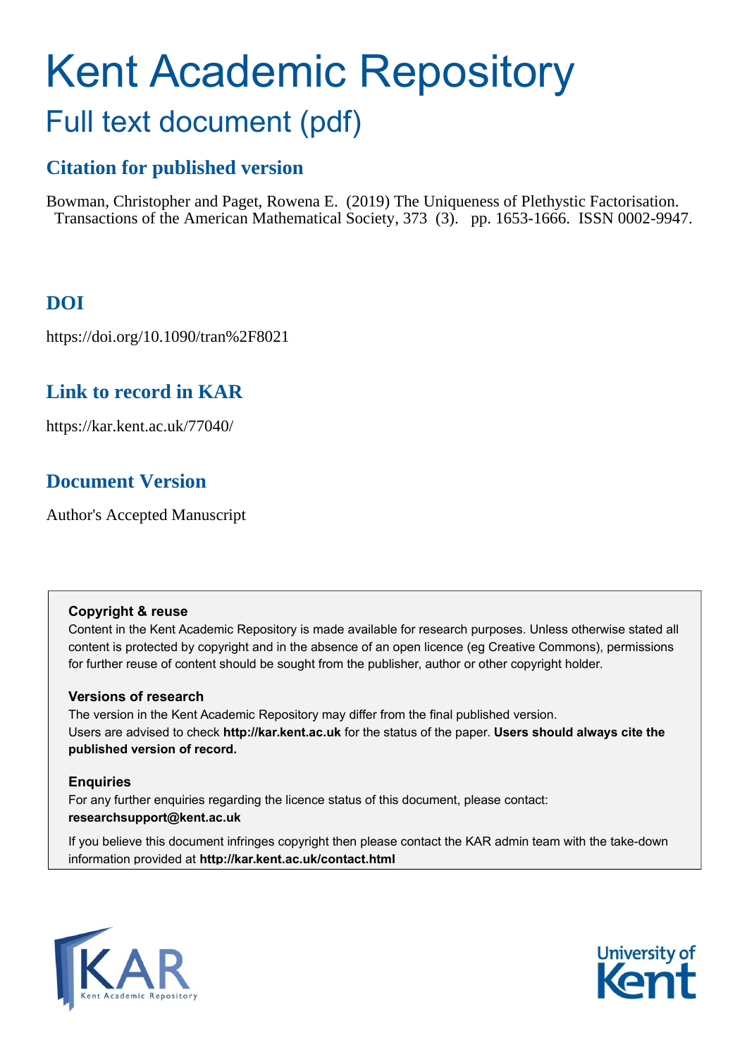# Kent Academic Repository

## Full text document (pdf)

### Citation for published version

Bowman, Christopher and Paget, Rowena E. (2019) The Uniqueness of Plethystic Factorisation. Transactions of the American Mathematical Society, 373 (3). pp. 1653-1666. ISSN 0002-9947.

### DOI

https://doi.org/10.1090/tran%2F8021

### Link to record in KAR

https://kar.kent.ac.uk/77040/

### Document Version

Author's Accepted Manuscript

**Copyright & reuse**

Content in the Kent Academic Repository is made available for research purposes. Unless otherwise stated all content is protected by copyright and in the absence of an open licence (eg Creative Commons), permissions for further reuse of content should be sought from the publisher, author or other copyright holder.

**Versions of research**

The version in the Kent Academic Repository may differ from the final published version. Users are advised to check **http://kar.kent.ac.uk** for the status of the paper. **Users should always cite the published version of record.**

**Enquiries**

For any further enquiries regarding the licence status of this document, please contact: **researchsupport@kent.ac.uk**

If you believe this document infringes copyright then please contact the KAR admin team with the take-down information provided at **http://kar.kent.ac.uk/contact.html**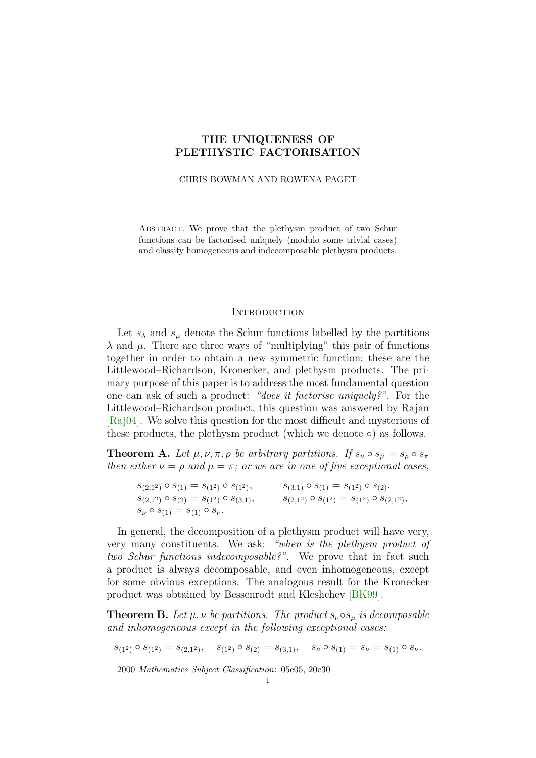**THE UNIQUENESS OF PLETHYSTIC FACTORISATION**

CHRIS BOWMAN AND ROWENA PAGET

Abstract. We prove that the plethysm product of two Schur functions can be factorised uniquely (modulo some trivial cases) and classify homogeneous and indecomposable plethysm products.

## Introduction

Let $s_\lambda$ and $s_\mu$ denote the Schur functions labelled by the partitions $\lambda$ and $\mu$. There are three ways of "multiplying" this pair of functions together in order to obtain a new symmetric function; these are the Littlewood–Richardson, Kronecker, and plethysm products. The primary purpose of this paper is to address the most fundamental question one can ask of such a product: *"does it factorise uniquely?"*. For the Littlewood–Richardson product, this question was answered by Rajan [Raj04]. We solve this question for the most difficult and mysterious of these products, the plethysm product (which we denote $\circ$) as follows.

**Theorem A.** *Let $\mu, \nu, \pi, \rho$ be arbitrary partitions. If $s_\nu \circ s_\mu = s_\rho \circ s_\pi$ then either $\nu = \rho$ and $\mu = \pi$; or we are in one of five exceptional cases,*

$$s_{(2,1^2)} \circ s_{(1)} = s_{(1^2)} \circ s_{(1^2)}, \qquad s_{(3,1)} \circ s_{(1)} = s_{(1^2)} \circ s_{(2)},$$
$$s_{(2,1^2)} \circ s_{(2)} = s_{(1^2)} \circ s_{(3,1)}, \qquad s_{(2,1^2)} \circ s_{(1^2)} = s_{(1^2)} \circ s_{(2,1^2)},$$
$$s_\nu \circ s_{(1)} = s_{(1)} \circ s_\nu.$$

In general, the decomposition of a plethysm product will have very, very many constituents. We ask: *"when is the plethysm product of two Schur functions indecomposable?"*. We prove that in fact such a product is always decomposable, and even inhomogeneous, except for some obvious exceptions. The analogous result for the Kronecker product was obtained by Bessenrodt and Kleshchev [BK99].

**Theorem B.** *Let $\mu, \nu$ be partitions. The product $s_\nu \circ s_\mu$ is decomposable and inhomogeneous except in the following exceptional cases:*

$$s_{(1^2)} \circ s_{(1^2)} = s_{(2,1^2)}, \quad s_{(1^2)} \circ s_{(2)} = s_{(3,1)}, \quad s_\nu \circ s_{(1)} = s_\nu = s_{(1)} \circ s_\nu.$$

2000 *Mathematics Subject Classification*: 05e05, 20c30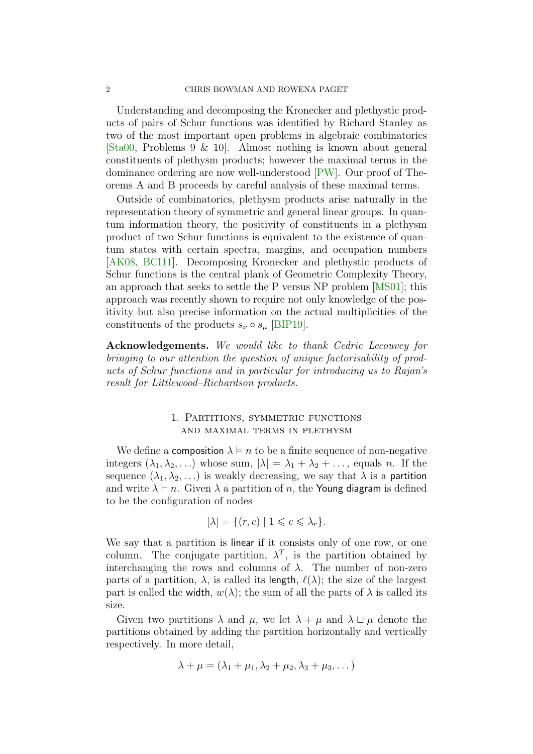Understanding and decomposing the Kronecker and plethystic products of pairs of Schur functions was identified by Richard Stanley as two of the most important open problems in algebraic combinatorics [Sta00, Problems 9 & 10]. Almost nothing is known about general constituents of plethysm products; however the maximal terms in the dominance ordering are now well-understood [PW]. Our proof of Theorems A and B proceeds by careful analysis of these maximal terms.

Outside of combinatorics, plethysm products arise naturally in the representation theory of symmetric and general linear groups. In quantum information theory, the positivity of constituents in a plethysm product of two Schur functions is equivalent to the existence of quantum states with certain spectra, margins, and occupation numbers [AK08, BCI11]. Decomposing Kronecker and plethystic products of Schur functions is the central plank of Geometric Complexity Theory, an approach that seeks to settle the P versus NP problem [MS01]; this approach was recently shown to require not only knowledge of the positivity but also precise information on the actual multiplicities of the constituents of the products $s_\nu \circ s_\mu$ [BIP19].

**Acknowledgements.** *We would like to thank Cedric Lecouvey for bringing to our attention the question of unique factorisability of products of Schur functions and in particular for introducing us to Rajan's result for Littlewood–Richardson products.*

## 1. Partitions, symmetric functions and maximal terms in plethysm

We define a composition $\lambda \vDash n$ to be a finite sequence of non-negative integers $(\lambda_1, \lambda_2, \ldots)$ whose sum, $|\lambda| = \lambda_1 + \lambda_2 + \ldots$, equals $n$. If the sequence $(\lambda_1, \lambda_2, \ldots)$ is weakly decreasing, we say that $\lambda$ is a partition and write $\lambda \vdash n$. Given $\lambda$ a partition of $n$, the Young diagram is defined to be the configuration of nodes

$$[\lambda] = \{(r, c) \mid 1 \leqslant c \leqslant \lambda_r\}.$$

We say that a partition is linear if it consists only of one row, or one column. The conjugate partition, $\lambda^T$, is the partition obtained by interchanging the rows and columns of $\lambda$. The number of non-zero parts of a partition, $\lambda$, is called its length, $\ell(\lambda)$; the size of the largest part is called the width, $w(\lambda)$; the sum of all the parts of $\lambda$ is called its size.

Given two partitions $\lambda$ and $\mu$, we let $\lambda + \mu$ and $\lambda \sqcup \mu$ denote the partitions obtained by adding the partition horizontally and vertically respectively. In more detail,

$$\lambda + \mu = (\lambda_1 + \mu_1, \lambda_2 + \mu_2, \lambda_3 + \mu_3, \ldots)$$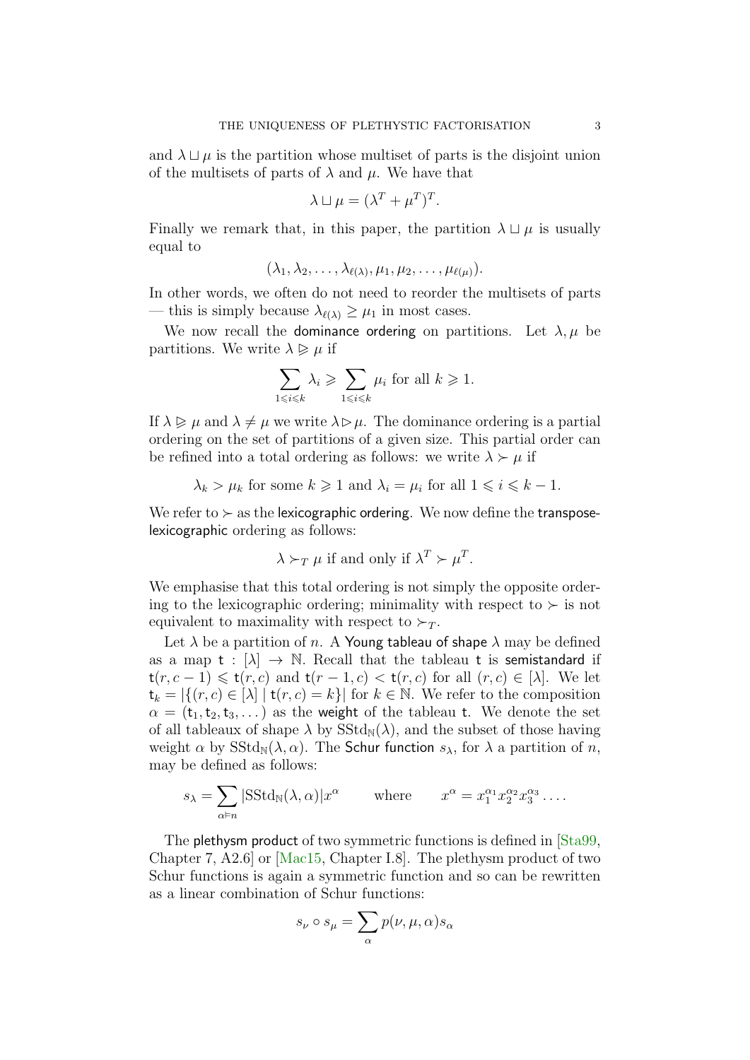and $\lambda \sqcup \mu$ is the partition whose multiset of parts is the disjoint union of the multisets of parts of $\lambda$ and $\mu$. We have that

$$\lambda \sqcup \mu = (\lambda^T + \mu^T)^T.$$

Finally we remark that, in this paper, the partition $\lambda \sqcup \mu$ is usually equal to

$$(\lambda_1, \lambda_2, \dots, \lambda_{\ell(\lambda)}, \mu_1, \mu_2, \dots, \mu_{\ell(\mu)}).$$

In other words, we often do not need to reorder the multisets of parts — this is simply because $\lambda_{\ell(\lambda)} \geq \mu_1$ in most cases.

We now recall the dominance ordering on partitions. Let $\lambda, \mu$ be partitions. We write $\lambda \trianglerighteq \mu$ if

$$\sum_{1 \leqslant i \leqslant k} \lambda_i \geqslant \sum_{1 \leqslant i \leqslant k} \mu_i \text{ for all } k \geqslant 1.$$

If $\lambda \trianglerighteq \mu$ and $\lambda \neq \mu$ we write $\lambda \triangleright \mu$. The dominance ordering is a partial ordering on the set of partitions of a given size. This partial order can be refined into a total ordering as follows: we write $\lambda \succ \mu$ if

$$\lambda_k > \mu_k \text{ for some } k \geqslant 1 \text{ and } \lambda_i = \mu_i \text{ for all } 1 \leqslant i \leqslant k-1.$$

We refer to $\succ$ as the lexicographic ordering. We now define the transpose-lexicographic ordering as follows:

$$\lambda \succ_T \mu \text{ if and only if } \lambda^T \succ \mu^T.$$

We emphasise that this total ordering is not simply the opposite ordering to the lexicographic ordering; minimality with respect to $\succ$ is not equivalent to maximality with respect to $\succ_T$.

Let $\lambda$ be a partition of $n$. A Young tableau of shape $\lambda$ may be defined as a map $\mathsf{t} : [\lambda] \to \mathbb{N}$. Recall that the tableau $\mathsf{t}$ is semistandard if $\mathsf{t}(r, c-1) \leqslant \mathsf{t}(r, c)$ and $\mathsf{t}(r-1, c) < \mathsf{t}(r, c)$ for all $(r, c) \in [\lambda]$. We let $\mathsf{t}_k = |\{(r, c) \in [\lambda] \mid \mathsf{t}(r, c) = k\}|$ for $k \in \mathbb{N}$. We refer to the composition $\alpha = (\mathsf{t}_1, \mathsf{t}_2, \mathsf{t}_3, \dots)$ as the weight of the tableau $\mathsf{t}$. We denote the set of all tableaux of shape $\lambda$ by $\mathrm{SStd}_{\mathbb{N}}(\lambda)$, and the subset of those having weight $\alpha$ by $\mathrm{SStd}_{\mathbb{N}}(\lambda, \alpha)$. The Schur function $s_\lambda$, for $\lambda$ a partition of $n$, may be defined as follows:

$$s_\lambda = \sum_{\alpha \vDash n} |\mathrm{SStd}_{\mathbb{N}}(\lambda, \alpha)| x^\alpha \qquad \text{where} \qquad x^\alpha = x_1^{\alpha_1} x_2^{\alpha_2} x_3^{\alpha_3} \dots.$$

The plethysm product of two symmetric functions is defined in [Sta99, Chapter 7, A2.6] or [Mac15, Chapter I.8]. The plethysm product of two Schur functions is again a symmetric function and so can be rewritten as a linear combination of Schur functions:

$$s_\nu \circ s_\mu = \sum_\alpha p(\nu, \mu, \alpha) s_\alpha$$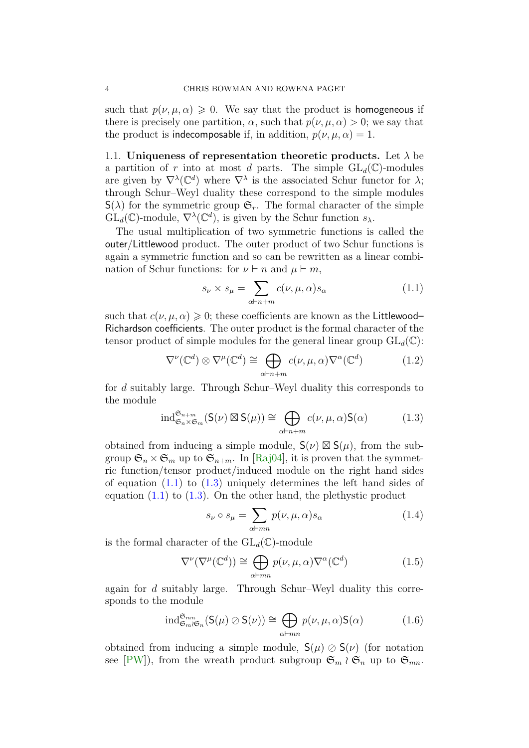such that $p(\nu, \mu, \alpha) \geqslant 0$. We say that the product is homogeneous if there is precisely one partition, $\alpha$, such that $p(\nu, \mu, \alpha) > 0$; we say that the product is indecomposable if, in addition, $p(\nu, \mu, \alpha) = 1$.

### 1.1. Uniqueness of representation theoretic products.

Let $\lambda$ be a partition of $r$ into at most $d$ parts. The simple $\mathrm{GL}_d(\mathbb{C})$-modules are given by $\nabla^\lambda(\mathbb{C}^d)$ where $\nabla^\lambda$ is the associated Schur functor for $\lambda$; through Schur–Weyl duality these correspond to the simple modules $\mathsf{S}(\lambda)$ for the symmetric group $\mathfrak{S}_r$. The formal character of the simple $\mathrm{GL}_d(\mathbb{C})$-module, $\nabla^\lambda(\mathbb{C}^d)$, is given by the Schur function $s_\lambda$.

The usual multiplication of two symmetric functions is called the outer/Littlewood product. The outer product of two Schur functions is again a symmetric function and so can be rewritten as a linear combination of Schur functions: for $\nu \vdash n$ and $\mu \vdash m$,

$$s_\nu \times s_\mu = \sum_{\alpha \vdash n+m} c(\nu, \mu, \alpha) s_\alpha \tag{1.1}$$

such that $c(\nu, \mu, \alpha) \geqslant 0$; these coefficients are known as the Littlewood–Richardson coefficients. The outer product is the formal character of the tensor product of simple modules for the general linear group $\mathrm{GL}_d(\mathbb{C})$:

$$\nabla^\nu(\mathbb{C}^d) \otimes \nabla^\mu(\mathbb{C}^d) \cong \bigoplus_{\alpha \vdash n+m} c(\nu, \mu, \alpha) \nabla^\alpha(\mathbb{C}^d) \tag{1.2}$$

for $d$ suitably large. Through Schur–Weyl duality this corresponds to the module

$$\mathrm{ind}_{\mathfrak{S}_n \times \mathfrak{S}_m}^{\mathfrak{S}_{n+m}} (\mathsf{S}(\nu) \boxtimes \mathsf{S}(\mu)) \cong \bigoplus_{\alpha \vdash n+m} c(\nu, \mu, \alpha) \mathsf{S}(\alpha) \tag{1.3}$$

obtained from inducing a simple module, $\mathsf{S}(\nu) \boxtimes \mathsf{S}(\mu)$, from the subgroup $\mathfrak{S}_n \times \mathfrak{S}_m$ up to $\mathfrak{S}_{n+m}$. In [Raj04], it is proven that the symmetric function/tensor product/induced module on the right hand sides of equation (1.1) to (1.3) uniquely determines the left hand sides of equation (1.1) to (1.3). On the other hand, the plethystic product

$$s_\nu \circ s_\mu = \sum_{\alpha \vdash mn} p(\nu, \mu, \alpha) s_\alpha \tag{1.4}$$

is the formal character of the $\mathrm{GL}_d(\mathbb{C})$-module

$$\nabla^\nu(\nabla^\mu(\mathbb{C}^d)) \cong \bigoplus_{\alpha \vdash mn} p(\nu, \mu, \alpha) \nabla^\alpha(\mathbb{C}^d) \tag{1.5}$$

again for $d$ suitably large. Through Schur–Weyl duality this corresponds to the module

$$\mathrm{ind}_{\mathfrak{S}_m \wr \mathfrak{S}_n}^{\mathfrak{S}_{mn}} (\mathsf{S}(\mu) \oslash \mathsf{S}(\nu)) \cong \bigoplus_{\alpha \vdash mn} p(\nu, \mu, \alpha) \mathsf{S}(\alpha) \tag{1.6}$$

obtained from inducing a simple module, $\mathsf{S}(\mu) \oslash \mathsf{S}(\nu)$ (for notation see [PW]), from the wreath product subgroup $\mathfrak{S}_m \wr \mathfrak{S}_n$ up to $\mathfrak{S}_{mn}$.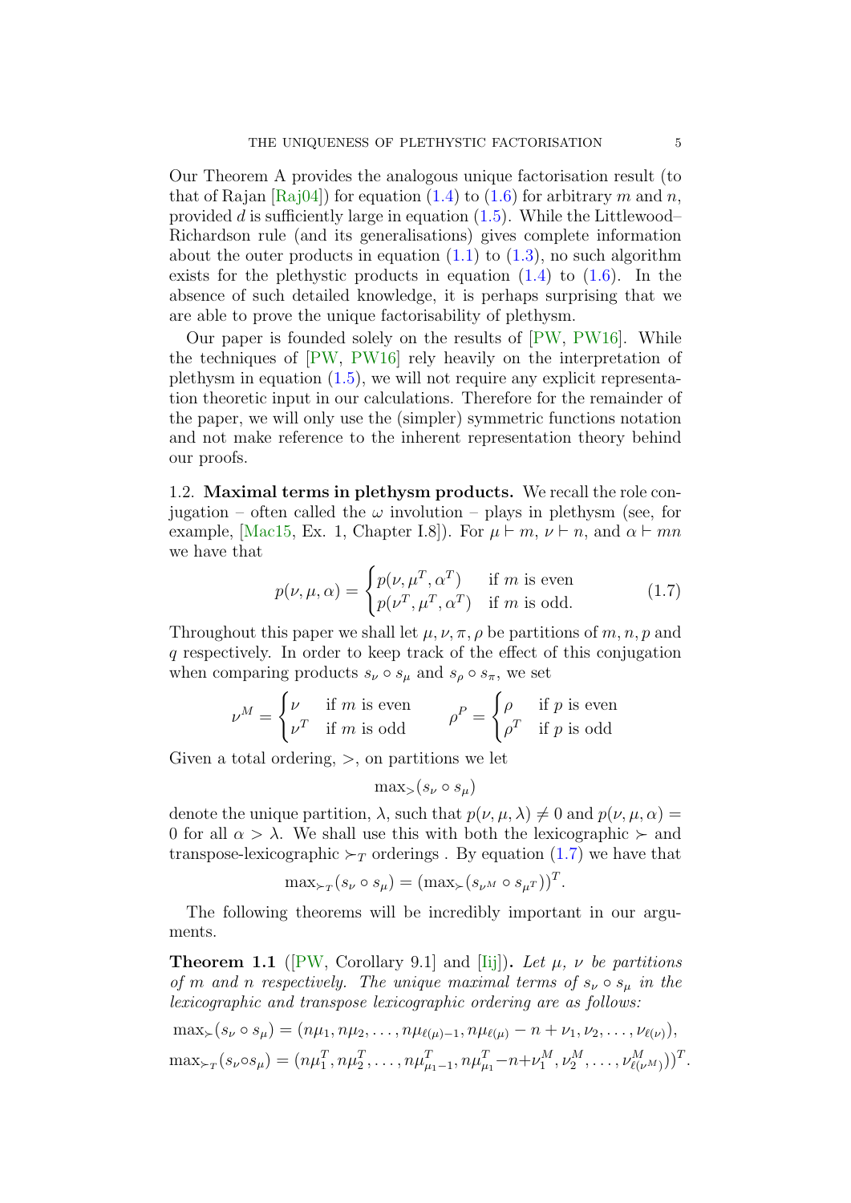Our Theorem A provides the analogous unique factorisation result (to that of Rajan [Raj04]) for equation (1.4) to (1.6) for arbitrary $m$ and $n$, provided $d$ is sufficiently large in equation (1.5). While the Littlewood–Richardson rule (and its generalisations) gives complete information about the outer products in equation (1.1) to (1.3), no such algorithm exists for the plethystic products in equation (1.4) to (1.6). In the absence of such detailed knowledge, it is perhaps surprising that we are able to prove the unique factorisability of plethysm.

Our paper is founded solely on the results of [PW, PW16]. While the techniques of [PW, PW16] rely heavily on the interpretation of plethysm in equation (1.5), we will not require any explicit representation theoretic input in our calculations. Therefore for the remainder of the paper, we will only use the (simpler) symmetric functions notation and not make reference to the inherent representation theory behind our proofs.

1.2. **Maximal terms in plethysm products.** We recall the role conjugation – often called the $\omega$ involution – plays in plethysm (see, for example, [Mac15, Ex. 1, Chapter I.8]). For $\mu \vdash m$, $\nu \vdash n$, and $\alpha \vdash mn$ we have that

$$p(\nu,\mu,\alpha) = \begin{cases} p(\nu,\mu^T,\alpha^T) & \text{if } m \text{ is even} \\ p(\nu^T,\mu^T,\alpha^T) & \text{if } m \text{ is odd.} \end{cases} \tag{1.7}$$

Throughout this paper we shall let $\mu,\nu,\pi,\rho$ be partitions of $m,n,p$ and $q$ respectively. In order to keep track of the effect of this conjugation when comparing products $s_\nu \circ s_\mu$ and $s_\rho \circ s_\pi$, we set

$$\nu^M = \begin{cases} \nu & \text{if } m \text{ is even} \\ \nu^T & \text{if } m \text{ is odd} \end{cases} \qquad \rho^P = \begin{cases} \rho & \text{if } p \text{ is even} \\ \rho^T & \text{if } p \text{ is odd} \end{cases}$$

Given a total ordering, $>$, on partitions we let

$$\max\nolimits_>(s_\nu \circ s_\mu)$$

denote the unique partition, $\lambda$, such that $p(\nu,\mu,\lambda) \neq 0$ and $p(\nu,\mu,\alpha) = 0$ for all $\alpha > \lambda$. We shall use this with both the lexicographic $\succ$ and transpose-lexicographic $\succ_T$ orderings . By equation (1.7) we have that

$$\max\nolimits_{\succ_T}(s_\nu \circ s_\mu) = (\max\nolimits_{\succ}(s_{\nu^M} \circ s_{\mu^T}))^T.$$

The following theorems will be incredibly important in our arguments.

**Theorem 1.1** ([PW, Corollary 9.1] and [Iij]). *Let $\mu$, $\nu$ be partitions of $m$ and $n$ respectively. The unique maximal terms of $s_\nu \circ s_\mu$ in the lexicographic and transpose lexicographic ordering are as follows:*

$$\max\nolimits_{\succ}(s_\nu \circ s_\mu) = (n\mu_1, n\mu_2, \ldots, n\mu_{\ell(\mu)-1}, n\mu_{\ell(\mu)} - n + \nu_1, \nu_2, \ldots, \nu_{\ell(\nu)}),$$

$$\max\nolimits_{\succ_T}(s_\nu \circ s_\mu) = (n\mu_1^T, n\mu_2^T, \ldots, n\mu_{\mu_1-1}^T, n\mu_{\mu_1}^T - n + \nu_1^M, \nu_2^M, \ldots, \nu_{\ell(\nu^M)}^M))^T.$$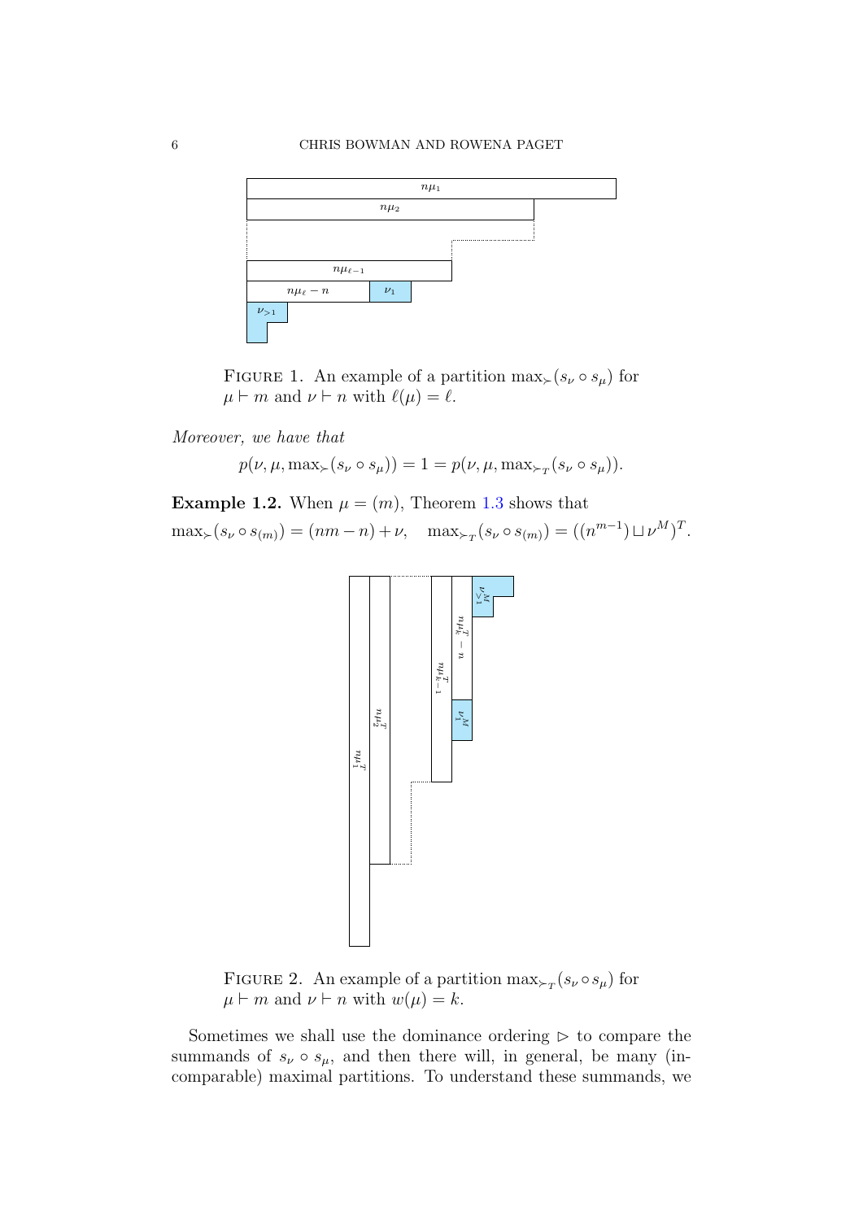FIGURE 1. An example of a partition $\max_{\succ}(s_\nu \circ s_\mu)$ for $\mu \vdash m$ and $\nu \vdash n$ with $\ell(\mu) = \ell$.

*Moreover, we have that*

$$p(\nu, \mu, \max_{\succ}(s_\nu \circ s_\mu)) = 1 = p(\nu, \mu, \max_{\succ_T}(s_\nu \circ s_\mu)).$$

**Example 1.2.** When $\mu = (m)$, Theorem 1.3 shows that
$\max_{\succ}(s_\nu \circ s_{(m)}) = (nm - n) + \nu, \quad \max_{\succ_T}(s_\nu \circ s_{(m)}) = ((n^{m-1}) \sqcup \nu^M)^T.$

FIGURE 2. An example of a partition $\max_{\succ_T}(s_\nu \circ s_\mu)$ for $\mu \vdash m$ and $\nu \vdash n$ with $w(\mu) = k$.

Sometimes we shall use the dominance ordering $\rhd$ to compare the summands of $s_\nu \circ s_\mu$, and then there will, in general, be many (incomparable) maximal partitions. To understand these summands, we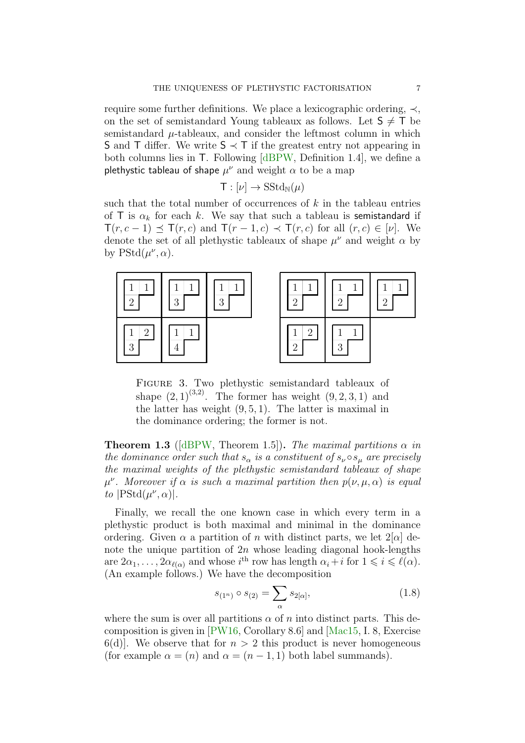require some further definitions. We place a lexicographic ordering, $\prec$, on the set of semistandard Young tableaux as follows. Let $\mathsf{S} \neq \mathsf{T}$ be semistandard $\mu$-tableaux, and consider the leftmost column in which $\mathsf{S}$ and $\mathsf{T}$ differ. We write $\mathsf{S} \prec \mathsf{T}$ if the greatest entry not appearing in both columns lies in $\mathsf{T}$. Following [dBPW, Definition 1.4], we define a plethystic tableau of shape $\mu^\nu$ and weight $\alpha$ to be a map

$$\mathsf{T} : [\nu] \to \mathrm{SStd}_{\mathbb{N}}(\mu)$$

such that the total number of occurrences of $k$ in the tableau entries of $\mathsf{T}$ is $\alpha_k$ for each $k$. We say that such a tableau is semistandard if $\mathsf{T}(r, c-1) \preceq \mathsf{T}(r, c)$ and $\mathsf{T}(r-1, c) \prec \mathsf{T}(r, c)$ for all $(r, c) \in [\nu]$. We denote the set of all plethystic tableaux of shape $\mu^\nu$ and weight $\alpha$ by by $\mathrm{PStd}(\mu^\nu, \alpha)$.

Figure 3. Two plethystic semistandard tableaux of shape $(2,1)^{(3,2)}$. The former has weight $(9, 2, 3, 1)$ and the latter has weight $(9, 5, 1)$. The latter is maximal in the dominance ordering; the former is not.

**Theorem 1.3** ([dBPW, Theorem 1.5]). *The maximal partitions $\alpha$ in the dominance order such that $s_\alpha$ is a constituent of $s_\nu \circ s_\mu$ are precisely the maximal weights of the plethystic semistandard tableaux of shape $\mu^\nu$. Moreover if $\alpha$ is such a maximal partition then $p(\nu, \mu, \alpha)$ is equal to $|\mathrm{PStd}(\mu^\nu, \alpha)|$.*

Finally, we recall the one known case in which every term in a plethystic product is both maximal and minimal in the dominance ordering. Given $\alpha$ a partition of $n$ with distinct parts, we let $2[\alpha]$ denote the unique partition of $2n$ whose leading diagonal hook-lengths are $2\alpha_1, \ldots, 2\alpha_{\ell(\alpha)}$ and whose $i^{\text{th}}$ row has length $\alpha_i + i$ for $1 \leqslant i \leqslant \ell(\alpha)$. (An example follows.) We have the decomposition

$$s_{(1^n)} \circ s_{(2)} = \sum_{\alpha} s_{2[\alpha]}, \tag{1.8}$$

where the sum is over all partitions $\alpha$ of $n$ into distinct parts. This decomposition is given in [PW16, Corollary 8.6] and [Mac15, I. 8, Exercise 6(d)]. We observe that for $n > 2$ this product is never homogeneous (for example $\alpha = (n)$ and $\alpha = (n-1, 1)$ both label summands).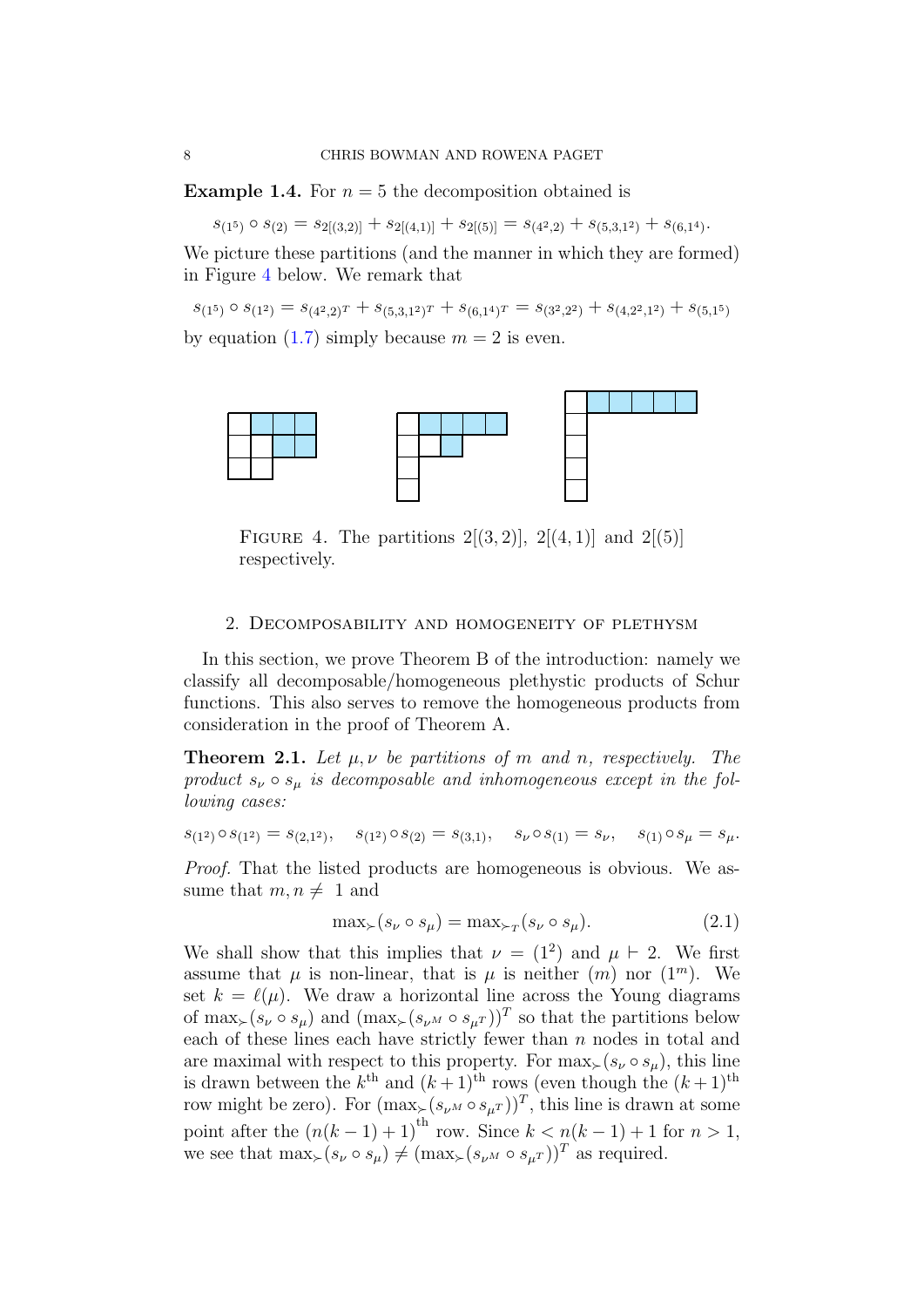**Example 1.4.** For $n = 5$ the decomposition obtained is

$$s_{(1^5)} \circ s_{(2)} = s_{2[(3,2)]} + s_{2[(4,1)]} + s_{2[(5)]} = s_{(4^2,2)} + s_{(5,3,1^2)} + s_{(6,1^4)}.$$

We picture these partitions (and the manner in which they are formed) in Figure 4 below. We remark that

$$s_{(1^5)} \circ s_{(1^2)} = s_{(4^2,2)^T} + s_{(5,3,1^2)^T} + s_{(6,1^4)^T} = s_{(3^2,2^2)} + s_{(4,2^2,1^2)} + s_{(5,1^5)}$$

by equation (1.7) simply because $m = 2$ is even.

FIGURE 4. The partitions $2[(3,2)]$, $2[(4,1)]$ and $2[(5)]$ respectively.

## 2. Decomposability and homogeneity of plethysm

In this section, we prove Theorem B of the introduction: namely we classify all decomposable/homogeneous plethystic products of Schur functions. This also serves to remove the homogeneous products from consideration in the proof of Theorem A.

**Theorem 2.1.** *Let $\mu, \nu$ be partitions of $m$ and $n$, respectively. The product $s_\nu \circ s_\mu$ is decomposable and inhomogeneous except in the following cases:*

$$s_{(1^2)} \circ s_{(1^2)} = s_{(2,1^2)}, \quad s_{(1^2)} \circ s_{(2)} = s_{(3,1)}, \quad s_\nu \circ s_{(1)} = s_\nu, \quad s_{(1)} \circ s_\mu = s_\mu.$$

*Proof.* That the listed products are homogeneous is obvious. We assume that $m, n \neq 1$ and

$$\max_{\succ}(s_\nu \circ s_\mu) = \max_{\succ^T}(s_\nu \circ s_\mu). \tag{2.1}$$

We shall show that this implies that $\nu = (1^2)$ and $\mu \vdash 2$. We first assume that $\mu$ is non-linear, that is $\mu$ is neither $(m)$ nor $(1^m)$. We set $k = \ell(\mu)$. We draw a horizontal line across the Young diagrams of $\max_{\succ}(s_\nu \circ s_\mu)$ and $(\max_{\succ}(s_{\nu^M} \circ s_{\mu^T}))^T$ so that the partitions below each of these lines each have strictly fewer than $n$ nodes in total and are maximal with respect to this property. For $\max_{\succ}(s_\nu \circ s_\mu)$, this line is drawn between the $k^{\text{th}}$ and $(k+1)^{\text{th}}$ rows (even though the $(k+1)^{\text{th}}$ row might be zero). For $(\max_{\succ}(s_{\nu^M} \circ s_{\mu^T}))^T$, this line is drawn at some point after the $(n(k-1)+1)^{\text{th}}$ row. Since $k < n(k-1)+1$ for $n > 1$, we see that $\max_{\succ}(s_\nu \circ s_\mu) \neq (\max_{\succ}(s_{\nu^M} \circ s_{\mu^T}))^T$ as required.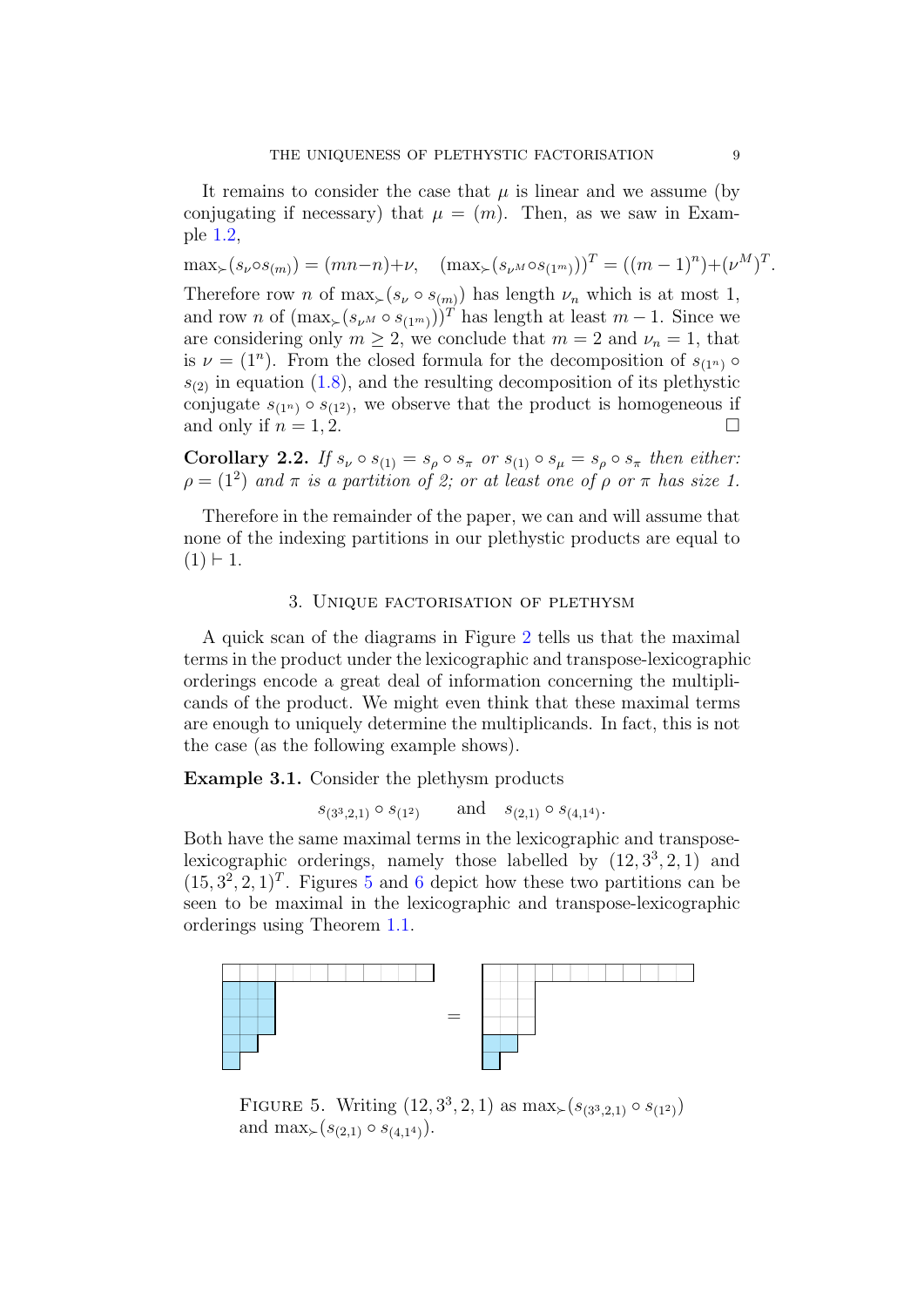It remains to consider the case that $\mu$ is linear and we assume (by conjugating if necessary) that $\mu = (m)$. Then, as we saw in Example 1.2,

$$\max_{\succ}(s_\nu \circ s_{(m)}) = (mn-n)+\nu, \quad (\max_{\succ}(s_{\nu^M} \circ s_{(1^m)}))^T = ((m-1)^n)+(\nu^M)^T.$$

Therefore row $n$ of $\max_{\succ}(s_\nu \circ s_{(m)})$ has length $\nu_n$ which is at most 1, and row $n$ of $(\max_{\succ}(s_{\nu^M} \circ s_{(1^m)}))^T$ has length at least $m-1$. Since we are considering only $m \geq 2$, we conclude that $m = 2$ and $\nu_n = 1$, that is $\nu = (1^n)$. From the closed formula for the decomposition of $s_{(1^n)} \circ s_{(2)}$ in equation (1.8), and the resulting decomposition of its plethystic conjugate $s_{(1^n)} \circ s_{(1^2)}$, we observe that the product is homogeneous if and only if $n = 1, 2$. $\square$

**Corollary 2.2.** *If $s_\nu \circ s_{(1)} = s_\rho \circ s_\pi$ or $s_{(1)} \circ s_\mu = s_\rho \circ s_\pi$ then either: $\rho = (1^2)$ and $\pi$ is a partition of 2; or at least one of $\rho$ or $\pi$ has size 1.*

Therefore in the remainder of the paper, we can and will assume that none of the indexing partitions in our plethystic products are equal to $(1) \vdash 1$.

## 3. Unique factorisation of plethysm

A quick scan of the diagrams in Figure 2 tells us that the maximal terms in the product under the lexicographic and transpose-lexicographic orderings encode a great deal of information concerning the multiplicands of the product. We might even think that these maximal terms are enough to uniquely determine the multiplicands. In fact, this is not the case (as the following example shows).

**Example 3.1.** Consider the plethysm products

$$s_{(3^3,2,1)} \circ s_{(1^2)} \qquad \text{and} \quad s_{(2,1)} \circ s_{(4,1^4)}.$$

Both have the same maximal terms in the lexicographic and transpose-lexicographic orderings, namely those labelled by $(12, 3^3, 2, 1)$ and $(15, 3^2, 2, 1)^T$. Figures 5 and 6 depict how these two partitions can be seen to be maximal in the lexicographic and transpose-lexicographic orderings using Theorem 1.1.

FIGURE 5. Writing $(12, 3^3, 2, 1)$ as $\max_{\succ}(s_{(3^3,2,1)} \circ s_{(1^2)})$ and $\max_{\succ}(s_{(2,1)} \circ s_{(4,1^4)})$.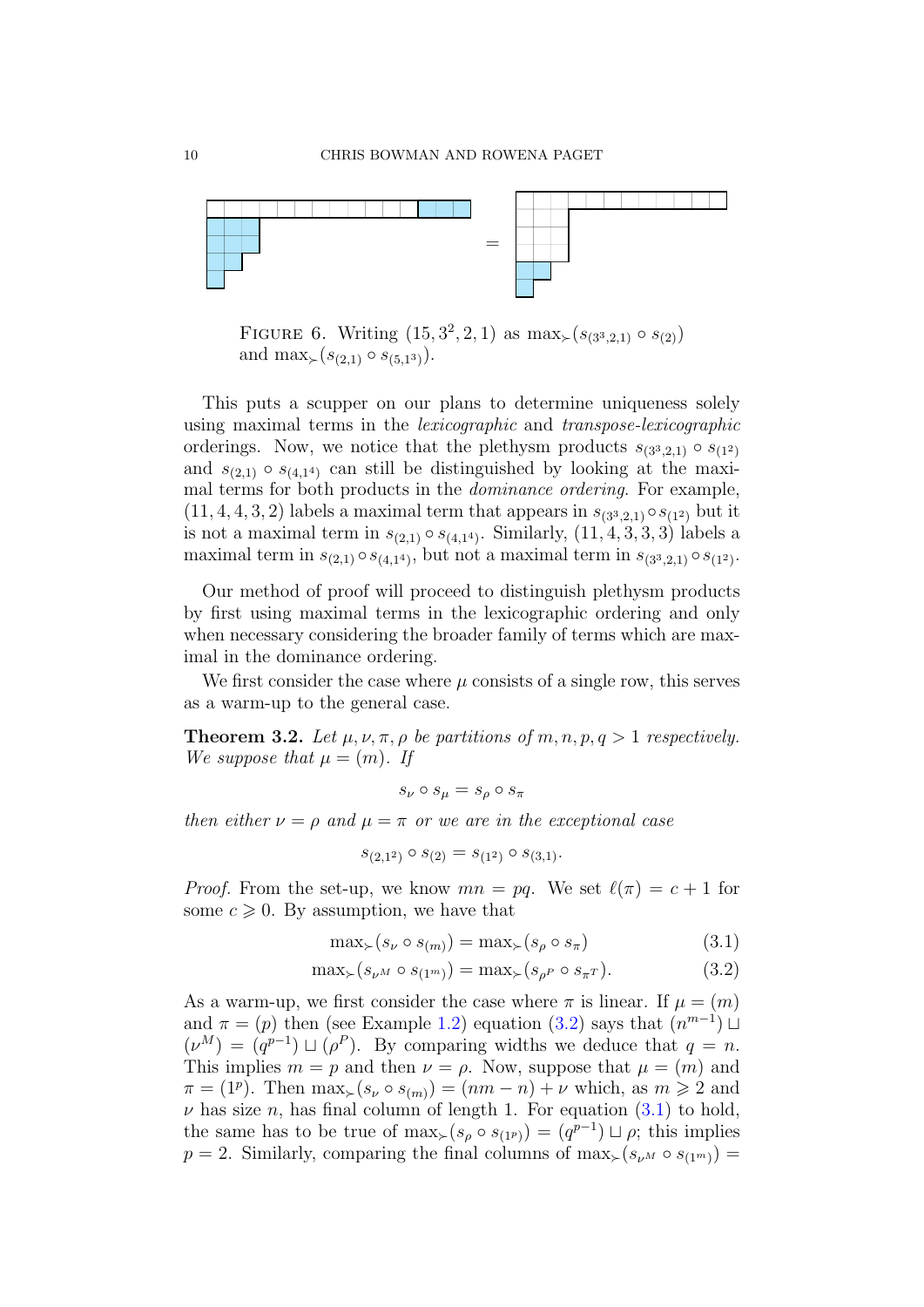FIGURE 6. Writing $(15, 3^2, 2, 1)$ as $\max_{\succ}(s_{(3^3,2,1)} \circ s_{(2)})$ and $\max_{\succ}(s_{(2,1)} \circ s_{(5,1^3)})$.

This puts a scupper on our plans to determine uniqueness solely using maximal terms in the *lexicographic* and *transpose-lexicographic* orderings. Now, we notice that the plethysm products $s_{(3^3,2,1)} \circ s_{(1^2)}$ and $s_{(2,1)} \circ s_{(4,1^4)}$ can still be distinguished by looking at the maximal terms for both products in the *dominance ordering*. For example, $(11, 4, 4, 3, 2)$ labels a maximal term that appears in $s_{(3^3,2,1)} \circ s_{(1^2)}$ but it is not a maximal term in $s_{(2,1)} \circ s_{(4,1^4)}$. Similarly, $(11, 4, 3, 3, 3)$ labels a maximal term in $s_{(2,1)} \circ s_{(4,1^4)}$, but not a maximal term in $s_{(3^3,2,1)} \circ s_{(1^2)}$.

Our method of proof will proceed to distinguish plethysm products by first using maximal terms in the lexicographic ordering and only when necessary considering the broader family of terms which are maximal in the dominance ordering.

We first consider the case where $\mu$ consists of a single row, this serves as a warm-up to the general case.

**Theorem 3.2.** *Let $\mu, \nu, \pi, \rho$ be partitions of $m, n, p, q > 1$ respectively. We suppose that $\mu = (m)$. If*

$$s_\nu \circ s_\mu = s_\rho \circ s_\pi$$

*then either $\nu = \rho$ and $\mu = \pi$ or we are in the exceptional case*

$$s_{(2,1^2)} \circ s_{(2)} = s_{(1^2)} \circ s_{(3,1)}.$$

*Proof.* From the set-up, we know $mn = pq$. We set $\ell(\pi) = c + 1$ for some $c \geqslant 0$. By assumption, we have that

$$\max_{\succ}(s_\nu \circ s_{(m)}) = \max_{\succ}(s_\rho \circ s_\pi) \tag{3.1}$$

$$\max_{\succ}(s_{\nu^M} \circ s_{(1^m)}) = \max_{\succ}(s_{\rho^P} \circ s_{\pi^T}). \tag{3.2}$$

As a warm-up, we first consider the case where $\pi$ is linear. If $\mu = (m)$ and $\pi = (p)$ then (see Example 1.2) equation (3.2) says that $(n^{m-1}) \sqcup (\nu^M) = (q^{p-1}) \sqcup (\rho^P)$. By comparing widths we deduce that $q = n$. This implies $m = p$ and then $\nu = \rho$. Now, suppose that $\mu = (m)$ and $\pi = (1^p)$. Then $\max_{\succ}(s_\nu \circ s_{(m)}) = (nm - n) + \nu$ which, as $m \geqslant 2$ and $\nu$ has size $n$, has final column of length 1. For equation (3.1) to hold, the same has to be true of $\max_{\succ}(s_\rho \circ s_{(1^p)}) = (q^{p-1}) \sqcup \rho$; this implies $p = 2$. Similarly, comparing the final columns of $\max_{\succ}(s_{\nu^M} \circ s_{(1^m)}) =$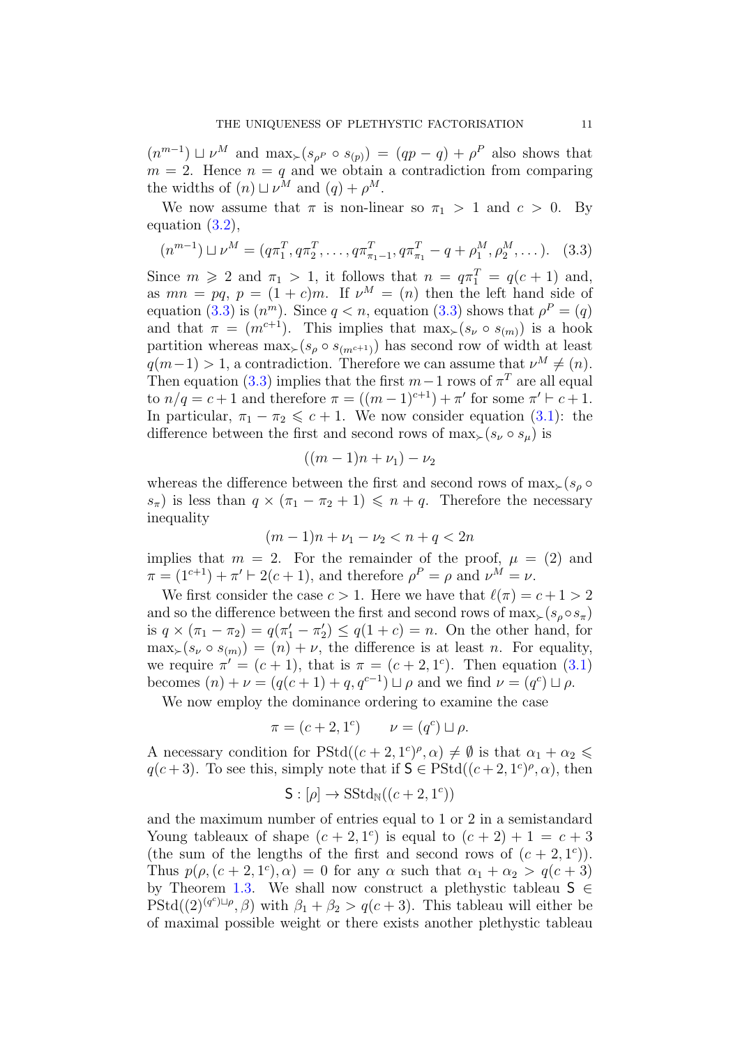$(n^{m-1}) \sqcup \nu^M$ and $\max_\succ(s_{\rho^P} \circ s_{(p)}) = (qp - q) + \rho^P$ also shows that $m = 2$. Hence $n = q$ and we obtain a contradiction from comparing the widths of $(n) \sqcup \nu^M$ and $(q) + \rho^M$.

We now assume that $\pi$ is non-linear so $\pi_1 > 1$ and $c > 0$. By equation (3.2),

$$(n^{m-1}) \sqcup \nu^M = (q\pi_1^T, q\pi_2^T, \dots, q\pi_{\pi_1-1}^T, q\pi_{\pi_1}^T - q + \rho_1^M, \rho_2^M, \dots). \quad (3.3)$$

Since $m \geqslant 2$ and $\pi_1 > 1$, it follows that $n = q\pi_1^T = q(c+1)$ and, as $mn = pq$, $p = (1+c)m$. If $\nu^M = (n)$ then the left hand side of equation (3.3) is $(n^m)$. Since $q < n$, equation (3.3) shows that $\rho^P = (q)$ and that $\pi = (m^{c+1})$. This implies that $\max_\succ(s_\nu \circ s_{(m)})$ is a hook partition whereas $\max_\succ(s_\rho \circ s_{(m^{c+1})})$ has second row of width at least $q(m-1) > 1$, a contradiction. Therefore we can assume that $\nu^M \neq (n)$. Then equation (3.3) implies that the first $m-1$ rows of $\pi^T$ are all equal to $n/q = c+1$ and therefore $\pi = ((m-1)^{c+1}) + \pi'$ for some $\pi' \vdash c+1$. In particular, $\pi_1 - \pi_2 \leqslant c+1$. We now consider equation (3.1): the difference between the first and second rows of $\max_\succ(s_\nu \circ s_\mu)$ is

$$((m-1)n + \nu_1) - \nu_2$$

whereas the difference between the first and second rows of $\max_\succ(s_\rho \circ s_\pi)$ is less than $q \times (\pi_1 - \pi_2 + 1) \leqslant n + q$. Therefore the necessary inequality

$$(m-1)n + \nu_1 - \nu_2 < n + q < 2n$$

implies that $m = 2$. For the remainder of the proof, $\mu = (2)$ and $\pi = (1^{c+1}) + \pi' \vdash 2(c+1)$, and therefore $\rho^P = \rho$ and $\nu^M = \nu$.

We first consider the case $c > 1$. Here we have that $\ell(\pi) = c+1 > 2$ and so the difference between the first and second rows of $\max_\succ(s_\rho \circ s_\pi)$ is $q \times (\pi_1 - \pi_2) = q(\pi'_1 - \pi'_2) \leq q(1+c) = n$. On the other hand, for $\max_\succ(s_\nu \circ s_{(m)}) = (n) + \nu$, the difference is at least $n$. For equality, we require $\pi' = (c+1)$, that is $\pi = (c+2, 1^c)$. Then equation (3.1) becomes $(n) + \nu = (q(c+1) + q, q^{c-1}) \sqcup \rho$ and we find $\nu = (q^c) \sqcup \rho$.

We now employ the dominance ordering to examine the case

$$\pi = (c+2, 1^c) \qquad \nu = (q^c) \sqcup \rho.$$

A necessary condition for $\mathrm{PStd}((c+2,1^c)^\rho, \alpha) \neq \emptyset$ is that $\alpha_1 + \alpha_2 \leqslant q(c+3)$. To see this, simply note that if $\mathsf{S} \in \mathrm{PStd}((c+2,1^c)^\rho, \alpha)$, then

$$\mathsf{S} : [\rho] \to \mathrm{SStd}_{\mathbb{N}}((c+2, 1^c))$$

and the maximum number of entries equal to 1 or 2 in a semistandard Young tableaux of shape $(c+2, 1^c)$ is equal to $(c+2) + 1 = c+3$ (the sum of the lengths of the first and second rows of $(c+2, 1^c)$). Thus $p(\rho, (c+2, 1^c), \alpha) = 0$ for any $\alpha$ such that $\alpha_1 + \alpha_2 > q(c+3)$ by Theorem 1.3. We shall now construct a plethystic tableau $\mathsf{S} \in \mathrm{PStd}((2)^{(q^c)\sqcup\rho}, \beta)$ with $\beta_1 + \beta_2 > q(c+3)$. This tableau will either be of maximal possible weight or there exists another plethystic tableau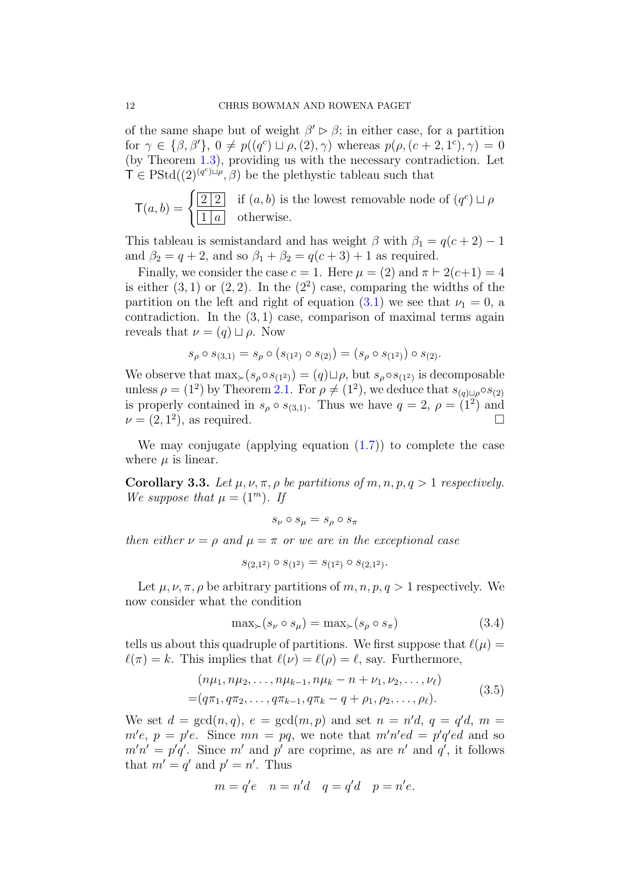of the same shape but of weight $\beta' \rhd \beta$; in either case, for a partition for $\gamma \in \{\beta, \beta'\}$, $0 \neq p((q^c) \sqcup \rho, (2), \gamma)$ whereas $p(\rho, (c+2, 1^c), \gamma) = 0$ (by Theorem 1.3), providing us with the necessary contradiction. Let $\mathsf{T} \in \mathrm{PStd}((2)^{(q^c)\sqcup\rho}, \beta)$ be the plethystic tableau such that

$$\mathsf{T}(a,b) = \begin{cases} \boxed{2\,|\,2} & \text{if } (a,b) \text{ is the lowest removable node of } (q^c) \sqcup \rho \\ \boxed{1\,|\,a} & \text{otherwise.} \end{cases}$$

This tableau is semistandard and has weight $\beta$ with $\beta_1 = q(c+2) - 1$ and $\beta_2 = q + 2$, and so $\beta_1 + \beta_2 = q(c+3) + 1$ as required.

Finally, we consider the case $c = 1$. Here $\mu = (2)$ and $\pi \vdash 2(c+1) = 4$ is either $(3,1)$ or $(2,2)$. In the $(2^2)$ case, comparing the widths of the partition on the left and right of equation (3.1) we see that $\nu_1 = 0$, a contradiction. In the $(3,1)$ case, comparison of maximal terms again reveals that $\nu = (q) \sqcup \rho$. Now

$$s_\rho \circ s_{(3,1)} = s_\rho \circ (s_{(1^2)} \circ s_{(2)}) = (s_\rho \circ s_{(1^2)}) \circ s_{(2)}.$$

We observe that $\max_\succ(s_\rho \circ s_{(1^2)}) = (q) \sqcup \rho$, but $s_\rho \circ s_{(1^2)}$ is decomposable unless $\rho = (1^2)$ by Theorem 2.1. For $\rho \neq (1^2)$, we deduce that $s_{(q)\sqcup\rho} \circ s_{(2)}$ is properly contained in $s_\rho \circ s_{(3,1)}$. Thus we have $q = 2$, $\rho = (1^2)$ and $\nu = (2, 1^2)$, as required. $\square$

We may conjugate (applying equation (1.7)) to complete the case where $\mu$ is linear.

**Corollary 3.3.** *Let $\mu, \nu, \pi, \rho$ be partitions of $m, n, p, q > 1$ respectively. We suppose that $\mu = (1^m)$. If*

$$s_\nu \circ s_\mu = s_\rho \circ s_\pi$$

*then either $\nu = \rho$ and $\mu = \pi$ or we are in the exceptional case*

$$s_{(2,1^2)} \circ s_{(1^2)} = s_{(1^2)} \circ s_{(2,1^2)}.$$

Let $\mu, \nu, \pi, \rho$ be arbitrary partitions of $m, n, p, q > 1$ respectively. We now consider what the condition

$$\max_\succ(s_\nu \circ s_\mu) = \max_\succ(s_\rho \circ s_\pi) \tag{3.4}$$

tells us about this quadruple of partitions. We first suppose that $\ell(\mu) = \ell(\pi) = k$. This implies that $\ell(\nu) = \ell(\rho) = \ell$, say. Furthermore,

$$\begin{aligned} &(n\mu_1, n\mu_2, \ldots, n\mu_{k-1}, n\mu_k - n + \nu_1, \nu_2, \ldots, \nu_\ell) \\ =&(q\pi_1, q\pi_2, \ldots, q\pi_{k-1}, q\pi_k - q + \rho_1, \rho_2, \ldots, \rho_\ell). \end{aligned} \tag{3.5}$$

We set $d = \gcd(n, q)$, $e = \gcd(m, p)$ and set $n = n'd$, $q = q'd$, $m = m'e$, $p = p'e$. Since $mn = pq$, we note that $m'n'ed = p'q'ed$ and so $m'n' = p'q'$. Since $m'$ and $p'$ are coprime, as are $n'$ and $q'$, it follows that $m' = q'$ and $p' = n'$. Thus

$$m = q'e \quad n = n'd \quad q = q'd \quad p = n'e.$$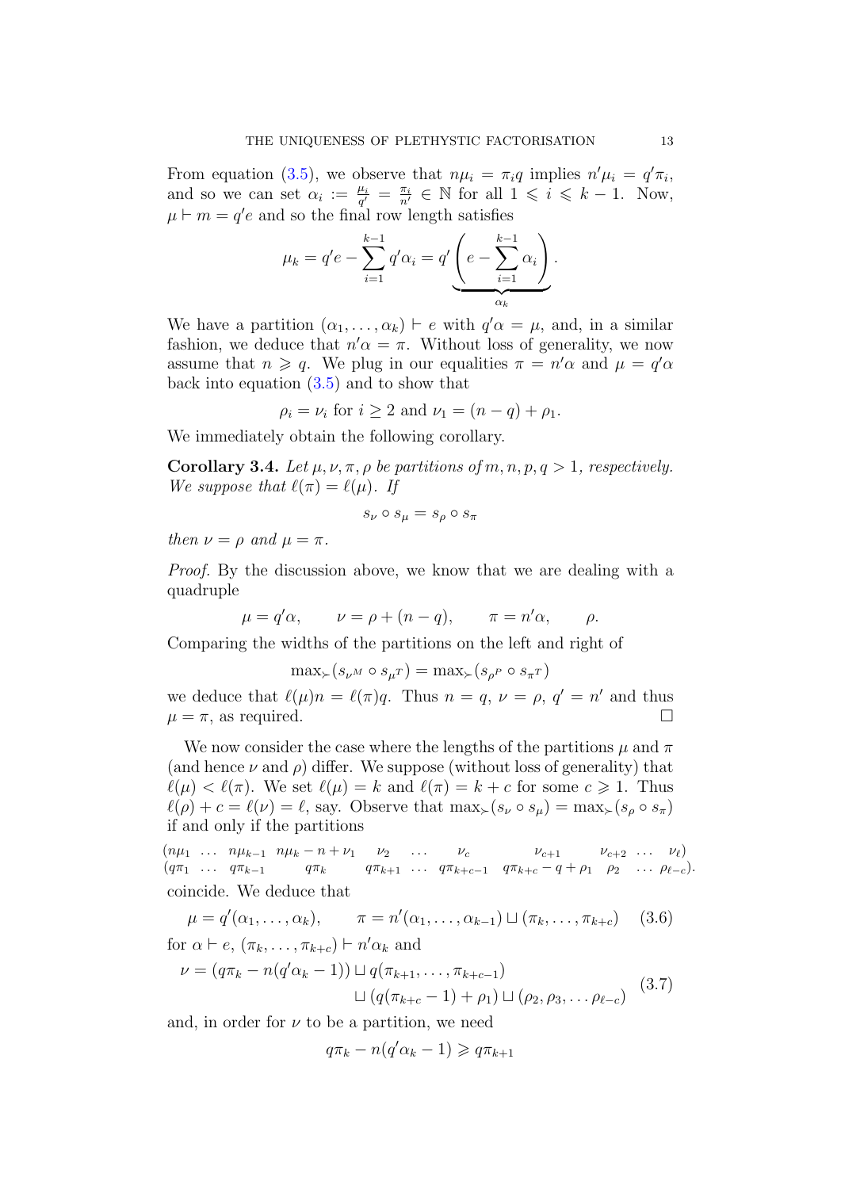From equation (3.5), we observe that $n\mu_i = \pi_i q$ implies $n'\mu_i = q'\pi_i$, and so we can set $\alpha_i := \frac{\mu_i}{q'} = \frac{\pi_i}{n'} \in \mathbb{N}$ for all $1 \leqslant i \leqslant k-1$. Now, $\mu \vdash m = q'e$ and so the final row length satisfies

$$\mu_k = q'e - \sum_{i=1}^{k-1} q'\alpha_i = q' \underbrace{\left(e - \sum_{i=1}^{k-1} \alpha_i\right)}_{\alpha_k}.$$

We have a partition $(\alpha_1, \ldots, \alpha_k) \vdash e$ with $q'\alpha = \mu$, and, in a similar fashion, we deduce that $n'\alpha = \pi$. Without loss of generality, we now assume that $n \geqslant q$. We plug in our equalities $\pi = n'\alpha$ and $\mu = q'\alpha$ back into equation (3.5) and to show that

$$\rho_i = \nu_i \text{ for } i \geq 2 \text{ and } \nu_1 = (n-q) + \rho_1.$$

We immediately obtain the following corollary.

**Corollary 3.4.** *Let $\mu, \nu, \pi, \rho$ be partitions of $m, n, p, q > 1$, respectively. We suppose that $\ell(\pi) = \ell(\mu)$. If*

$$s_\nu \circ s_\mu = s_\rho \circ s_\pi$$

*then $\nu = \rho$ and $\mu = \pi$.*

*Proof.* By the discussion above, we know that we are dealing with a quadruple

$$\mu = q'\alpha, \qquad \nu = \rho + (n-q), \qquad \pi = n'\alpha, \qquad \rho.$$

Comparing the widths of the partitions on the left and right of

$$\max\nolimits_\succ(s_{\nu^M} \circ s_{\mu^T}) = \max\nolimits_\succ(s_{\rho^P} \circ s_{\pi^T})$$

we deduce that $\ell(\mu)n = \ell(\pi)q$. Thus $n = q$, $\nu = \rho$, $q' = n'$ and thus $\mu = \pi$, as required. $\square$

We now consider the case where the lengths of the partitions $\mu$ and $\pi$ (and hence $\nu$ and $\rho$) differ. We suppose (without loss of generality) that $\ell(\mu) < \ell(\pi)$. We set $\ell(\mu) = k$ and $\ell(\pi) = k + c$ for some $c \geqslant 1$. Thus $\ell(\rho) + c = \ell(\nu) = \ell$, say. Observe that $\max_\succ(s_\nu \circ s_\mu) = \max_\succ(s_\rho \circ s_\pi)$ if and only if the partitions

$$\begin{array}{l}(n\mu_1 \ \ldots \ n\mu_{k-1} \ \ n\mu_k - n + \nu_1 \quad \nu_2 \quad \ldots \quad \nu_c \qquad\qquad \nu_{c+1} \qquad \nu_{c+2} \ \ldots \ \ \nu_\ell) \\ (q\pi_1 \ \ldots \ q\pi_{k-1} \qquad\quad q\pi_k \qquad\ q\pi_{k+1} \ \ldots \ q\pi_{k+c-1} \ \ \ q\pi_{k+c} - q + \rho_1 \quad \rho_2 \ \ \ldots \ \rho_{\ell-c}).\end{array}$$

coincide. We deduce that

$$\mu = q'(\alpha_1, \ldots, \alpha_k), \qquad \pi = n'(\alpha_1, \ldots, \alpha_{k-1}) \sqcup (\pi_k, \ldots, \pi_{k+c}) \quad (3.6)$$

for $\alpha \vdash e$, $(\pi_k, \ldots, \pi_{k+c}) \vdash n'\alpha_k$ and

$$\begin{aligned}\nu = (q\pi_k - n(q'\alpha_k - 1)) &\sqcup q(\pi_{k+1}, \ldots, \pi_{k+c-1}) \\ &\sqcup (q(\pi_{k+c} - 1) + \rho_1) \sqcup (\rho_2, \rho_3, \ldots \rho_{\ell-c})\end{aligned} \quad (3.7)$$

and, in order for $\nu$ to be a partition, we need

$$q\pi_k - n(q'\alpha_k - 1) \geqslant q\pi_{k+1}$$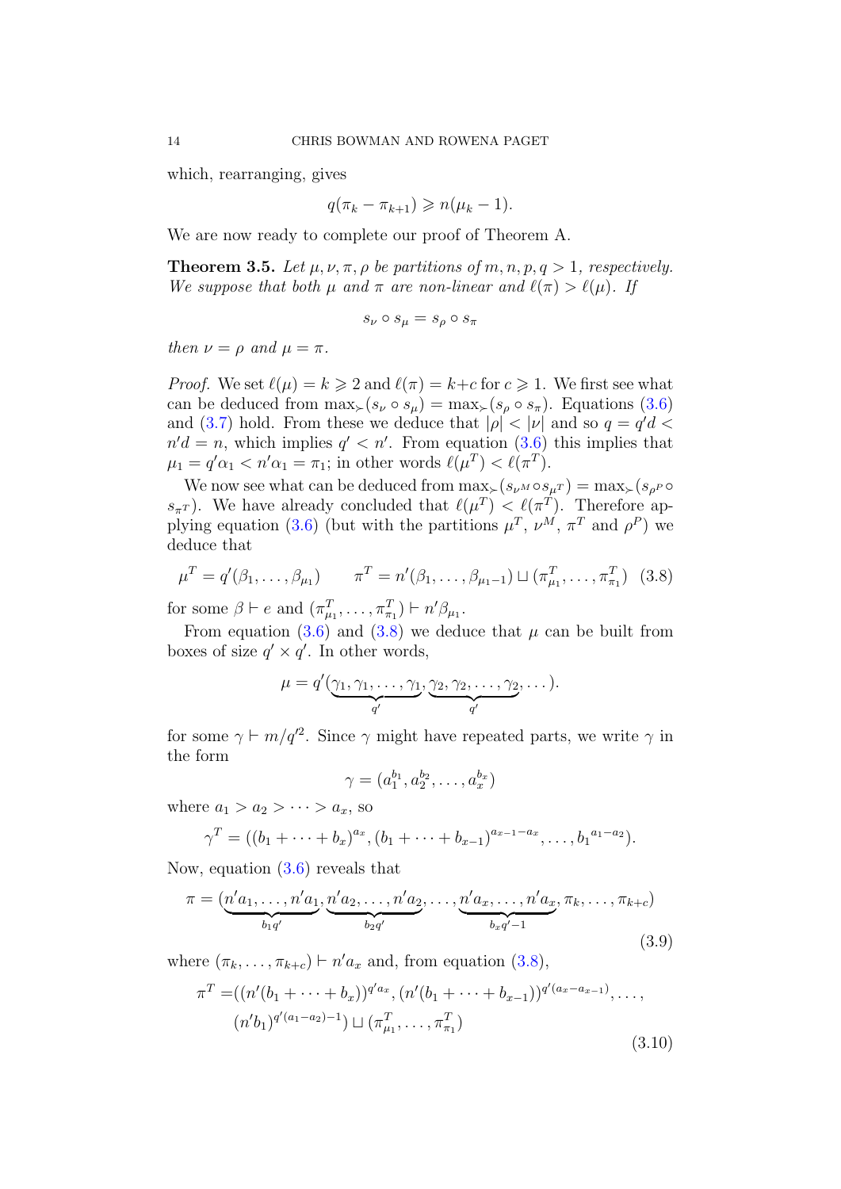which, rearranging, gives

$$q(\pi_k - \pi_{k+1}) \geqslant n(\mu_k - 1).$$

We are now ready to complete our proof of Theorem A.

**Theorem 3.5.** *Let $\mu, \nu, \pi, \rho$ be partitions of $m, n, p, q > 1$, respectively. We suppose that both $\mu$ and $\pi$ are non-linear and $\ell(\pi) > \ell(\mu)$. If*

$$s_\nu \circ s_\mu = s_\rho \circ s_\pi$$

*then $\nu = \rho$ and $\mu = \pi$.*

*Proof.* We set $\ell(\mu) = k \geqslant 2$ and $\ell(\pi) = k + c$ for $c \geqslant 1$. We first see what can be deduced from $\max_\succ(s_\nu \circ s_\mu) = \max_\succ(s_\rho \circ s_\pi)$. Equations (3.6) and (3.7) hold. From these we deduce that $|\rho| < |\nu|$ and so $q = q'd < n'd = n$, which implies $q' < n'$. From equation (3.6) this implies that $\mu_1 = q'\alpha_1 < n'\alpha_1 = \pi_1$; in other words $\ell(\mu^T) < \ell(\pi^T)$.

We now see what can be deduced from $\max_\succ(s_{\nu^M} \circ s_{\mu^T}) = \max_\succ(s_{\rho^P} \circ s_{\pi^T})$. We have already concluded that $\ell(\mu^T) < \ell(\pi^T)$. Therefore applying equation (3.6) (but with the partitions $\mu^T$, $\nu^M$, $\pi^T$ and $\rho^P$) we deduce that

$$\mu^T = q'(\beta_1, \dots, \beta_{\mu_1}) \qquad \pi^T = n'(\beta_1, \dots, \beta_{\mu_1 - 1}) \sqcup (\pi^T_{\mu_1}, \dots, \pi^T_{\pi_1}) \tag{3.8}$$

for some $\beta \vdash e$ and $(\pi^T_{\mu_1}, \dots, \pi^T_{\pi_1}) \vdash n'\beta_{\mu_1}$.

From equation (3.6) and (3.8) we deduce that $\mu$ can be built from boxes of size $q' \times q'$. In other words,

$$\mu = q'(\underbrace{\gamma_1, \gamma_1, \dots, \gamma_1}_{q'}, \underbrace{\gamma_2, \gamma_2, \dots, \gamma_2}_{q'}, \dots).$$

for some $\gamma \vdash m/q'^2$. Since $\gamma$ might have repeated parts, we write $\gamma$ in the form

$$\gamma = (a_1^{b_1}, a_2^{b_2}, \dots, a_x^{b_x})$$

where $a_1 > a_2 > \dots > a_x$, so

$$\gamma^T = ((b_1 + \dots + b_x)^{a_x}, (b_1 + \dots + b_{x-1})^{a_{x-1} - a_x}, \dots, {b_1}^{a_1 - a_2}).$$

Now, equation (3.6) reveals that

$$\pi = (\underbrace{n'a_1, \dots, n'a_1}_{b_1 q'}, \underbrace{n'a_2, \dots, n'a_2}_{b_2 q'}, \dots, \underbrace{n'a_x, \dots, n'a_x}_{b_x q' - 1}, \pi_k, \dots, \pi_{k+c}) \tag{3.9}$$

where $(\pi_k, \dots, \pi_{k+c}) \vdash n'a_x$ and, from equation (3.8),

$$\begin{aligned}\pi^T =& ((n'(b_1 + \dots + b_x))^{q'a_x}, (n'(b_1 + \dots + b_{x-1}))^{q'(a_x - a_{x-1})}, \dots, \\ & (n'b_1)^{q'(a_1 - a_2) - 1}) \sqcup (\pi^T_{\mu_1}, \dots, \pi^T_{\pi_1})\end{aligned} \tag{3.10}$$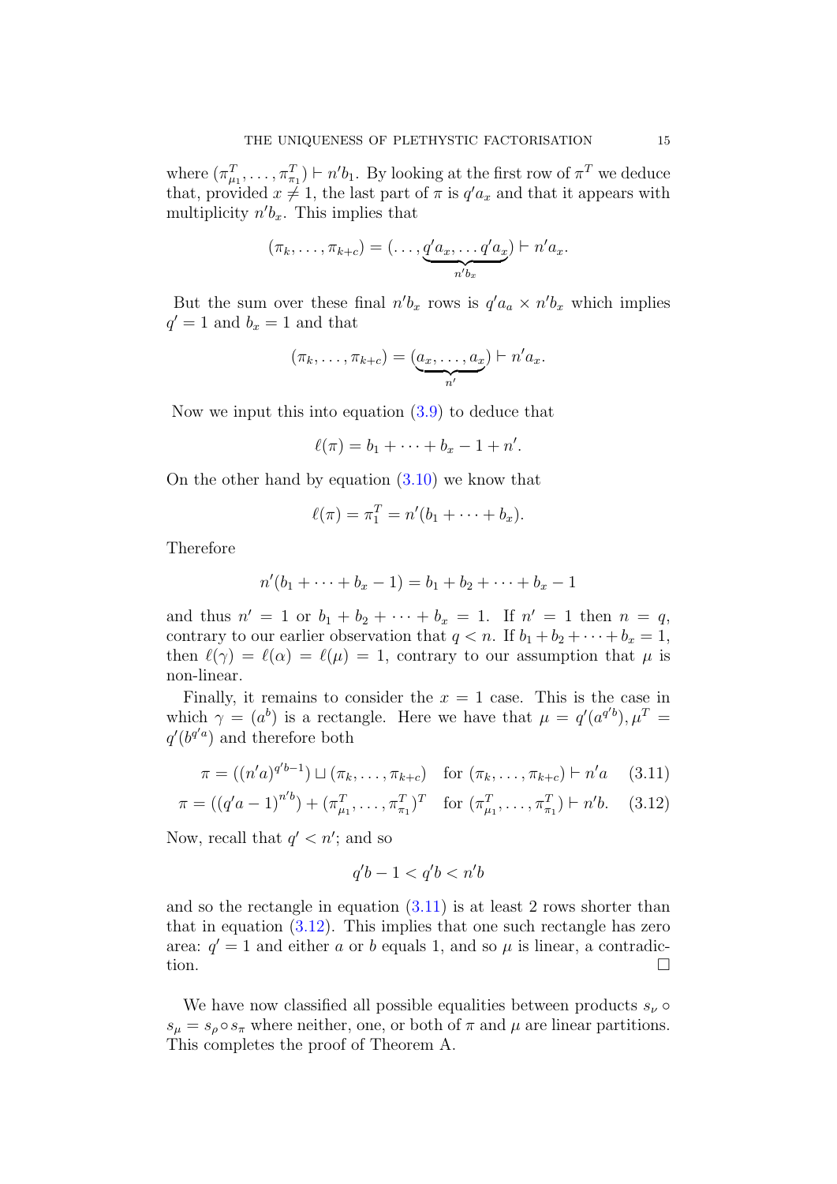where $(\pi^T_{\mu_1}, \ldots, \pi^T_{\pi_1}) \vdash n'b_1$. By looking at the first row of $\pi^T$ we deduce that, provided $x \neq 1$, the last part of $\pi$ is $q'a_x$ and that it appears with multiplicity $n'b_x$. This implies that

$$(\pi_k, \ldots, \pi_{k+c}) = (\ldots, \underbrace{q'a_x, \ldots q'a_x}_{n'b_x}) \vdash n'a_x.$$

But the sum over these final $n'b_x$ rows is $q'a_a \times n'b_x$ which implies $q' = 1$ and $b_x = 1$ and that

$$(\pi_k, \ldots, \pi_{k+c}) = (\underbrace{a_x, \ldots, a_x}_{n'}) \vdash n'a_x.$$

Now we input this into equation (3.9) to deduce that

$$\ell(\pi) = b_1 + \cdots + b_x - 1 + n'.$$

On the other hand by equation (3.10) we know that

$$\ell(\pi) = \pi^T_1 = n'(b_1 + \cdots + b_x).$$

Therefore

$$n'(b_1 + \cdots + b_x - 1) = b_1 + b_2 + \cdots + b_x - 1$$

and thus $n' = 1$ or $b_1 + b_2 + \cdots + b_x = 1$. If $n' = 1$ then $n = q$, contrary to our earlier observation that $q < n$. If $b_1 + b_2 + \cdots + b_x = 1$, then $\ell(\gamma) = \ell(\alpha) = \ell(\mu) = 1$, contrary to our assumption that $\mu$ is non-linear.

Finally, it remains to consider the $x = 1$ case. This is the case in which $\gamma = (a^b)$ is a rectangle. Here we have that $\mu = q'(a^{q'b}), \mu^T = q'(b^{q'a})$ and therefore both

$$\pi = ((n'a)^{q'b-1}) \sqcup (\pi_k, \ldots, \pi_{k+c}) \quad \text{for } (\pi_k, \ldots, \pi_{k+c}) \vdash n'a \tag{3.11}$$

$$\pi = ((q'a - 1)^{n'b}) + (\pi^T_{\mu_1}, \ldots, \pi^T_{\pi_1})^T \quad \text{for } (\pi^T_{\mu_1}, \ldots, \pi^T_{\pi_1}) \vdash n'b. \tag{3.12}$$

Now, recall that $q' < n'$; and so

$$q'b - 1 < q'b < n'b$$

and so the rectangle in equation (3.11) is at least 2 rows shorter than that in equation (3.12). This implies that one such rectangle has zero area: $q' = 1$ and either $a$ or $b$ equals 1, and so $\mu$ is linear, a contradiction. $\square$

We have now classified all possible equalities between products $s_\nu \circ s_\mu = s_\rho \circ s_\pi$ where neither, one, or both of $\pi$ and $\mu$ are linear partitions. This completes the proof of Theorem A.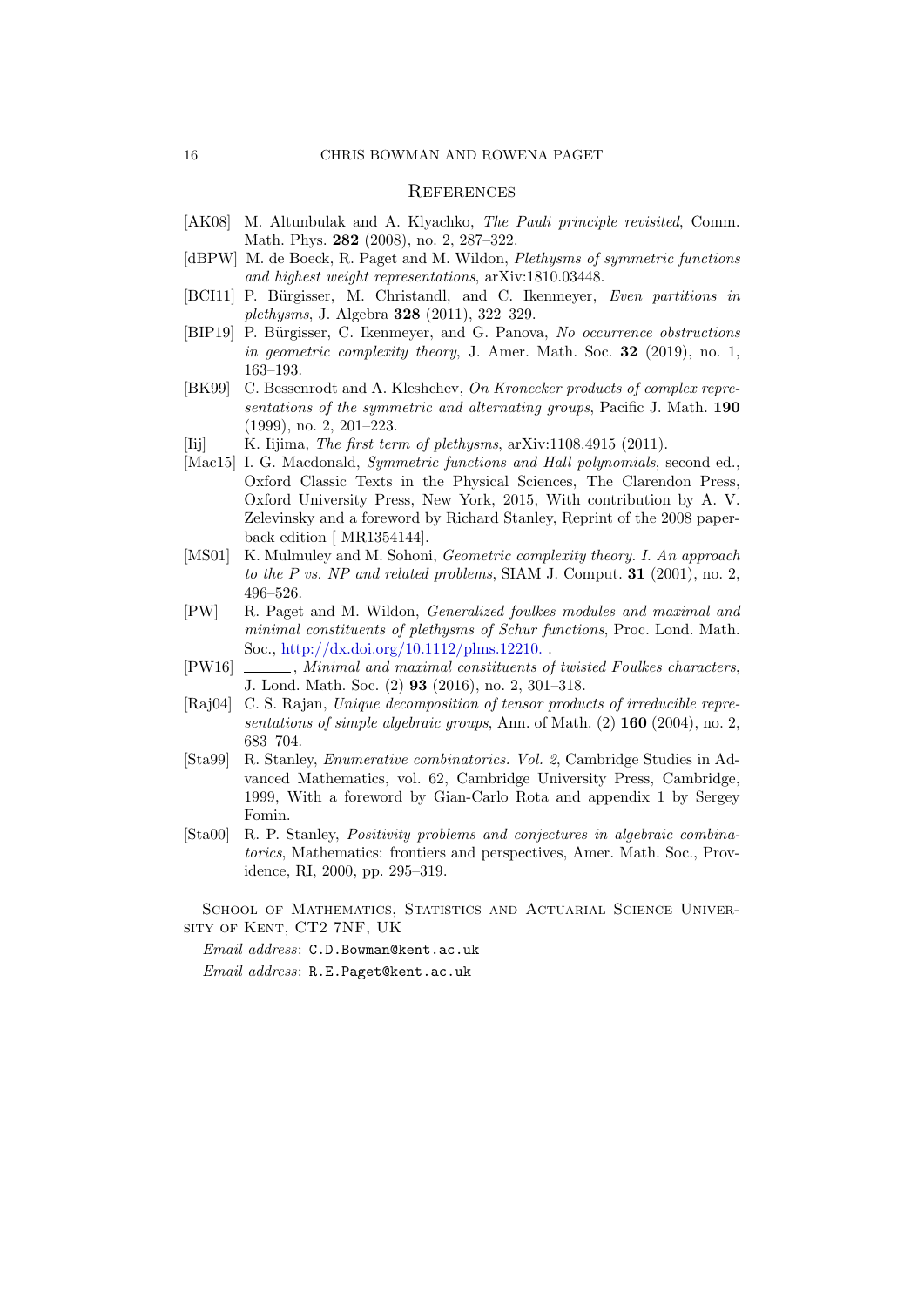## References

[AK08] M. Altunbulak and A. Klyachko, *The Pauli principle revisited*, Comm. Math. Phys. **282** (2008), no. 2, 287–322.

[dBPW] M. de Boeck, R. Paget and M. Wildon, *Plethysms of symmetric functions and highest weight representations*, arXiv:1810.03448.

[BCI11] P. Bürgisser, M. Christandl, and C. Ikenmeyer, *Even partitions in plethysms*, J. Algebra **328** (2011), 322–329.

[BIP19] P. Bürgisser, C. Ikenmeyer, and G. Panova, *No occurrence obstructions in geometric complexity theory*, J. Amer. Math. Soc. **32** (2019), no. 1, 163–193.

[BK99] C. Bessenrodt and A. Kleshchev, *On Kronecker products of complex representations of the symmetric and alternating groups*, Pacific J. Math. **190** (1999), no. 2, 201–223.

[Iij] K. Iijima, *The first term of plethysms*, arXiv:1108.4915 (2011).

[Mac15] I. G. Macdonald, *Symmetric functions and Hall polynomials*, second ed., Oxford Classic Texts in the Physical Sciences, The Clarendon Press, Oxford University Press, New York, 2015, With contribution by A. V. Zelevinsky and a foreword by Richard Stanley, Reprint of the 2008 paperback edition [ MR1354144].

[MS01] K. Mulmuley and M. Sohoni, *Geometric complexity theory. I. An approach to the P vs. NP and related problems*, SIAM J. Comput. **31** (2001), no. 2, 496–526.

[PW] R. Paget and M. Wildon, *Generalized foulkes modules and maximal and minimal constituents of plethysms of Schur functions*, Proc. Lond. Math. Soc., http://dx.doi.org/10.1112/plms.12210. .

[PW16] ______, *Minimal and maximal constituents of twisted Foulkes characters*, J. Lond. Math. Soc. (2) **93** (2016), no. 2, 301–318.

[Raj04] C. S. Rajan, *Unique decomposition of tensor products of irreducible representations of simple algebraic groups*, Ann. of Math. (2) **160** (2004), no. 2, 683–704.

[Sta99] R. Stanley, *Enumerative combinatorics. Vol. 2*, Cambridge Studies in Advanced Mathematics, vol. 62, Cambridge University Press, Cambridge, 1999, With a foreword by Gian-Carlo Rota and appendix 1 by Sergey Fomin.

[Sta00] R. P. Stanley, *Positivity problems and conjectures in algebraic combinatorics*, Mathematics: frontiers and perspectives, Amer. Math. Soc., Providence, RI, 2000, pp. 295–319.

School of Mathematics, Statistics and Actuarial Science University of Kent, CT2 7NF, UK

*Email address*: C.D.Bowman@kent.ac.uk

*Email address*: R.E.Paget@kent.ac.uk